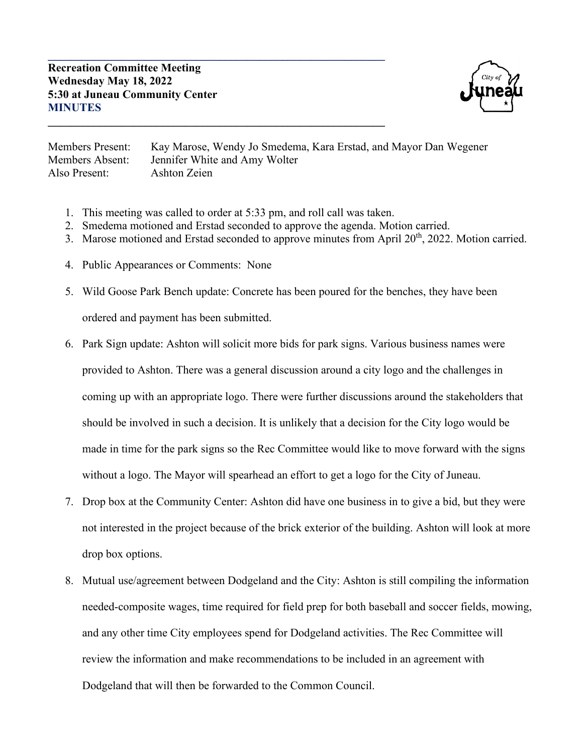**Recreation Committee Meeting**
**Wednesday May 18, 2022**
**5:30 at Juneau Community Center**
**MINUTES**

Members Present: Kay Marose, Wendy Jo Smedema, Kara Erstad, and Mayor Dan Wegener
Members Absent: Jennifer White and Amy Wolter
Also Present: Ashton Zeien

1. This meeting was called to order at 5:33 pm, and roll call was taken.
2. Smedema motioned and Erstad seconded to approve the agenda. Motion carried.
3. Marose motioned and Erstad seconded to approve minutes from April 20th, 2022. Motion carried.
4. Public Appearances or Comments: None
5. Wild Goose Park Bench update: Concrete has been poured for the benches, they have been ordered and payment has been submitted.
6. Park Sign update: Ashton will solicit more bids for park signs. Various business names were provided to Ashton. There was a general discussion around a city logo and the challenges in coming up with an appropriate logo. There were further discussions around the stakeholders that should be involved in such a decision. It is unlikely that a decision for the City logo would be made in time for the park signs so the Rec Committee would like to move forward with the signs without a logo. The Mayor will spearhead an effort to get a logo for the City of Juneau.
7. Drop box at the Community Center: Ashton did have one business in to give a bid, but they were not interested in the project because of the brick exterior of the building. Ashton will look at more drop box options.
8. Mutual use/agreement between Dodgeland and the City: Ashton is still compiling the information needed-composite wages, time required for field prep for both baseball and soccer fields, mowing, and any other time City employees spend for Dodgeland activities. The Rec Committee will review the information and make recommendations to be included in an agreement with Dodgeland that will then be forwarded to the Common Council.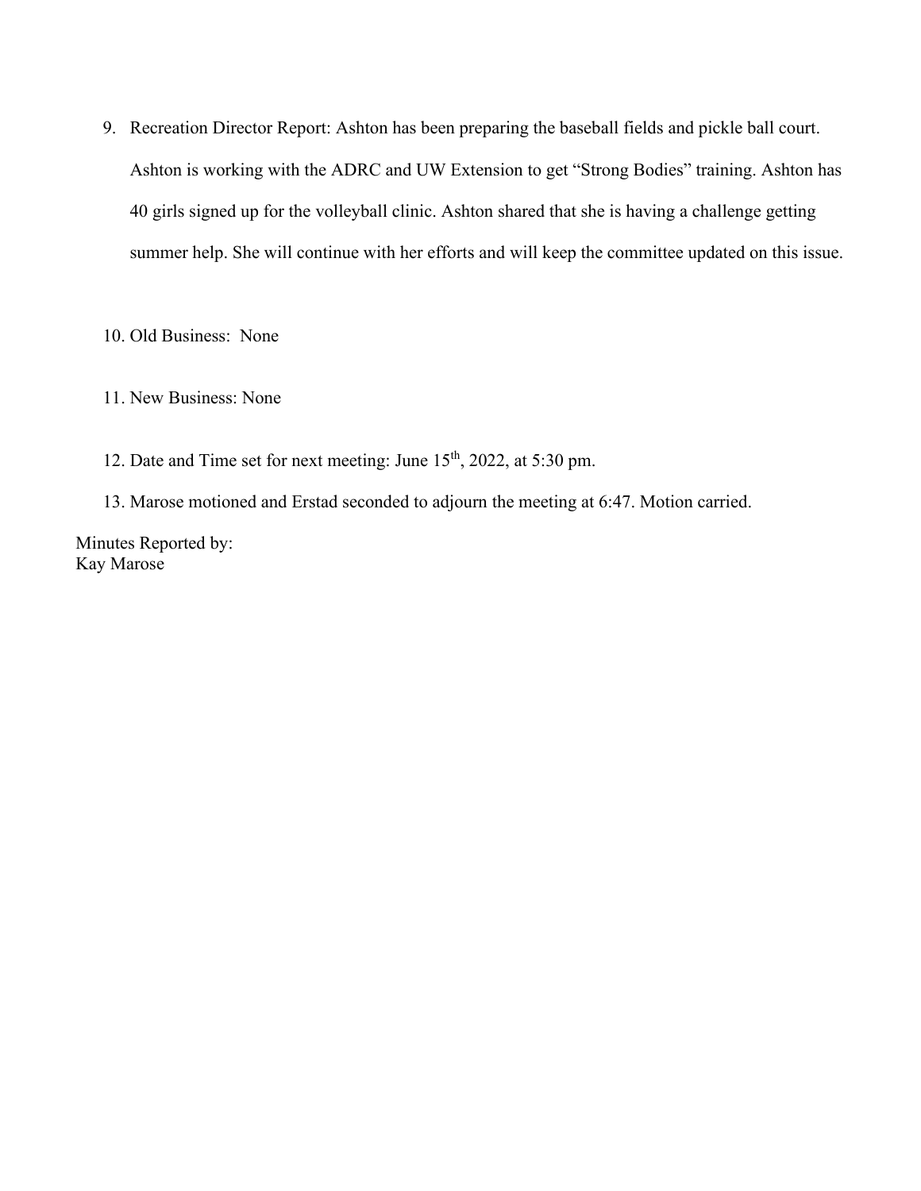9. Recreation Director Report: Ashton has been preparing the baseball fields and pickle ball court. Ashton is working with the ADRC and UW Extension to get "Strong Bodies" training. Ashton has 40 girls signed up for the volleyball clinic. Ashton shared that she is having a challenge getting summer help. She will continue with her efforts and will keep the committee updated on this issue.

10. Old Business: None

11. New Business: None

12. Date and Time set for next meeting: June 15th, 2022, at 5:30 pm.

13. Marose motioned and Erstad seconded to adjourn the meeting at 6:47. Motion carried.

Minutes Reported by:
Kay Marose